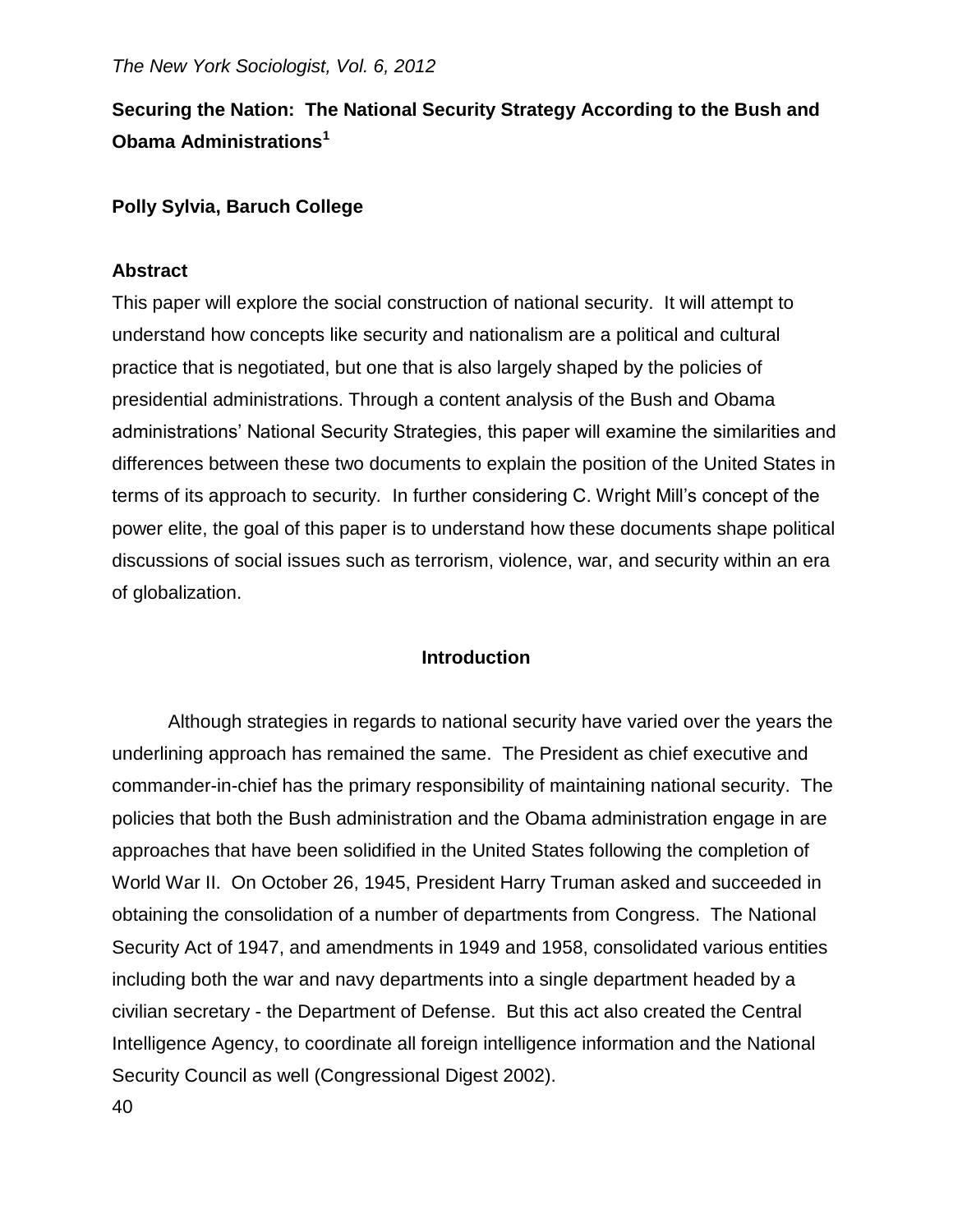# Securing the Nation: The National Security Strategy According to the Bush and Obama Administrations[1]

**Polly Sylvia, Baruch College**

## Abstract

This paper will explore the social construction of national security. It will attempt to understand how concepts like security and nationalism are a political and cultural practice that is negotiated, but one that is also largely shaped by the policies of presidential administrations. Through a content analysis of the Bush and Obama administrations' National Security Strategies, this paper will examine the similarities and differences between these two documents to explain the position of the United States in terms of its approach to security. In further considering C. Wright Mill's concept of the power elite, the goal of this paper is to understand how these documents shape political discussions of social issues such as terrorism, violence, war, and security within an era of globalization.

## Introduction

Although strategies in regards to national security have varied over the years the underlining approach has remained the same. The President as chief executive and commander-in-chief has the primary responsibility of maintaining national security. The policies that both the Bush administration and the Obama administration engage in are approaches that have been solidified in the United States following the completion of World War II. On October 26, 1945, President Harry Truman asked and succeeded in obtaining the consolidation of a number of departments from Congress. The National Security Act of 1947, and amendments in 1949 and 1958, consolidated various entities including both the war and navy departments into a single department headed by a civilian secretary - the Department of Defense. But this act also created the Central Intelligence Agency, to coordinate all foreign intelligence information and the National Security Council as well (Congressional Digest 2002).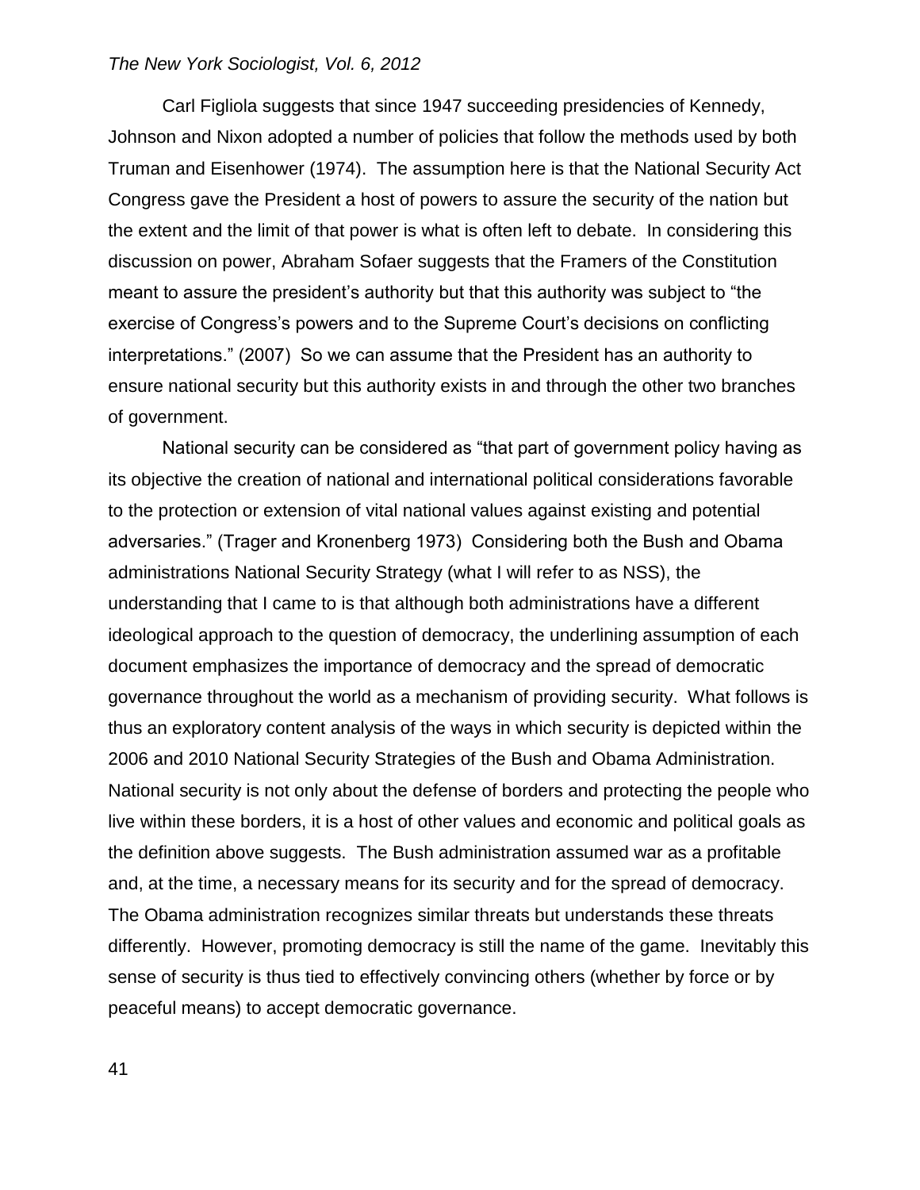Carl Figliola suggests that since 1947 succeeding presidencies of Kennedy, Johnson and Nixon adopted a number of policies that follow the methods used by both Truman and Eisenhower (1974). The assumption here is that the National Security Act Congress gave the President a host of powers to assure the security of the nation but the extent and the limit of that power is what is often left to debate. In considering this discussion on power, Abraham Sofaer suggests that the Framers of the Constitution meant to assure the president's authority but that this authority was subject to "the exercise of Congress's powers and to the Supreme Court's decisions on conflicting interpretations." (2007) So we can assume that the President has an authority to ensure national security but this authority exists in and through the other two branches of government.

National security can be considered as "that part of government policy having as its objective the creation of national and international political considerations favorable to the protection or extension of vital national values against existing and potential adversaries." (Trager and Kronenberg 1973) Considering both the Bush and Obama administrations National Security Strategy (what I will refer to as NSS), the understanding that I came to is that although both administrations have a different ideological approach to the question of democracy, the underlining assumption of each document emphasizes the importance of democracy and the spread of democratic governance throughout the world as a mechanism of providing security. What follows is thus an exploratory content analysis of the ways in which security is depicted within the 2006 and 2010 National Security Strategies of the Bush and Obama Administration. National security is not only about the defense of borders and protecting the people who live within these borders, it is a host of other values and economic and political goals as the definition above suggests. The Bush administration assumed war as a profitable and, at the time, a necessary means for its security and for the spread of democracy. The Obama administration recognizes similar threats but understands these threats differently. However, promoting democracy is still the name of the game. Inevitably this sense of security is thus tied to effectively convincing others (whether by force or by peaceful means) to accept democratic governance.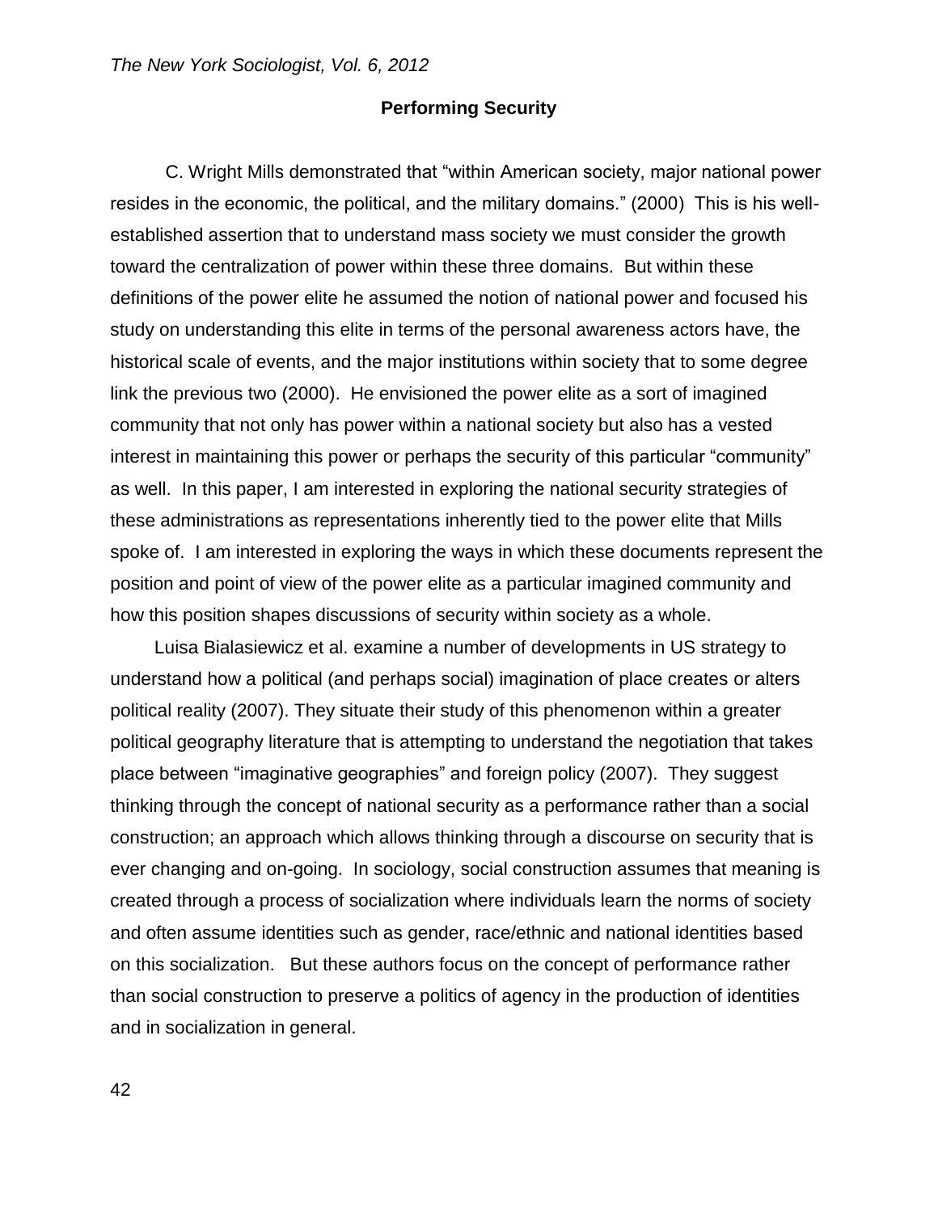## Performing Security

C. Wright Mills demonstrated that "within American society, major national power resides in the economic, the political, and the military domains." (2000) This is his well-established assertion that to understand mass society we must consider the growth toward the centralization of power within these three domains. But within these definitions of the power elite he assumed the notion of national power and focused his study on understanding this elite in terms of the personal awareness actors have, the historical scale of events, and the major institutions within society that to some degree link the previous two (2000). He envisioned the power elite as a sort of imagined community that not only has power within a national society but also has a vested interest in maintaining this power or perhaps the security of this particular "community" as well. In this paper, I am interested in exploring the national security strategies of these administrations as representations inherently tied to the power elite that Mills spoke of. I am interested in exploring the ways in which these documents represent the position and point of view of the power elite as a particular imagined community and how this position shapes discussions of security within society as a whole.

Luisa Bialasiewicz et al. examine a number of developments in US strategy to understand how a political (and perhaps social) imagination of place creates or alters political reality (2007). They situate their study of this phenomenon within a greater political geography literature that is attempting to understand the negotiation that takes place between "imaginative geographies" and foreign policy (2007). They suggest thinking through the concept of national security as a performance rather than a social construction; an approach which allows thinking through a discourse on security that is ever changing and on-going. In sociology, social construction assumes that meaning is created through a process of socialization where individuals learn the norms of society and often assume identities such as gender, race/ethnic and national identities based on this socialization. But these authors focus on the concept of performance rather than social construction to preserve a politics of agency in the production of identities and in socialization in general.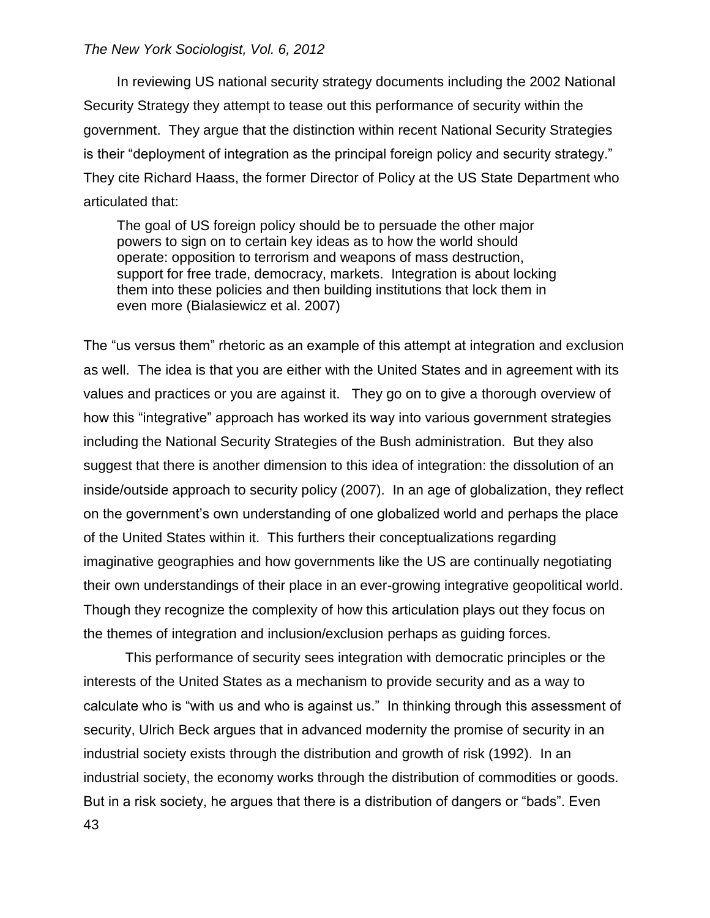In reviewing US national security strategy documents including the 2002 National Security Strategy they attempt to tease out this performance of security within the government. They argue that the distinction within recent National Security Strategies is their "deployment of integration as the principal foreign policy and security strategy." They cite Richard Haass, the former Director of Policy at the US State Department who articulated that:

> The goal of US foreign policy should be to persuade the other major powers to sign on to certain key ideas as to how the world should operate: opposition to terrorism and weapons of mass destruction, support for free trade, democracy, markets. Integration is about locking them into these policies and then building institutions that lock them in even more (Bialasiewicz et al. 2007)

The "us versus them" rhetoric as an example of this attempt at integration and exclusion as well. The idea is that you are either with the United States and in agreement with its values and practices or you are against it. They go on to give a thorough overview of how this "integrative" approach has worked its way into various government strategies including the National Security Strategies of the Bush administration. But they also suggest that there is another dimension to this idea of integration: the dissolution of an inside/outside approach to security policy (2007). In an age of globalization, they reflect on the government's own understanding of one globalized world and perhaps the place of the United States within it. This furthers their conceptualizations regarding imaginative geographies and how governments like the US are continually negotiating their own understandings of their place in an ever-growing integrative geopolitical world. Though they recognize the complexity of how this articulation plays out they focus on the themes of integration and inclusion/exclusion perhaps as guiding forces.

This performance of security sees integration with democratic principles or the interests of the United States as a mechanism to provide security and as a way to calculate who is "with us and who is against us." In thinking through this assessment of security, Ulrich Beck argues that in advanced modernity the promise of security in an industrial society exists through the distribution and growth of risk (1992). In an industrial society, the economy works through the distribution of commodities or goods. But in a risk society, he argues that there is a distribution of dangers or "bads". Even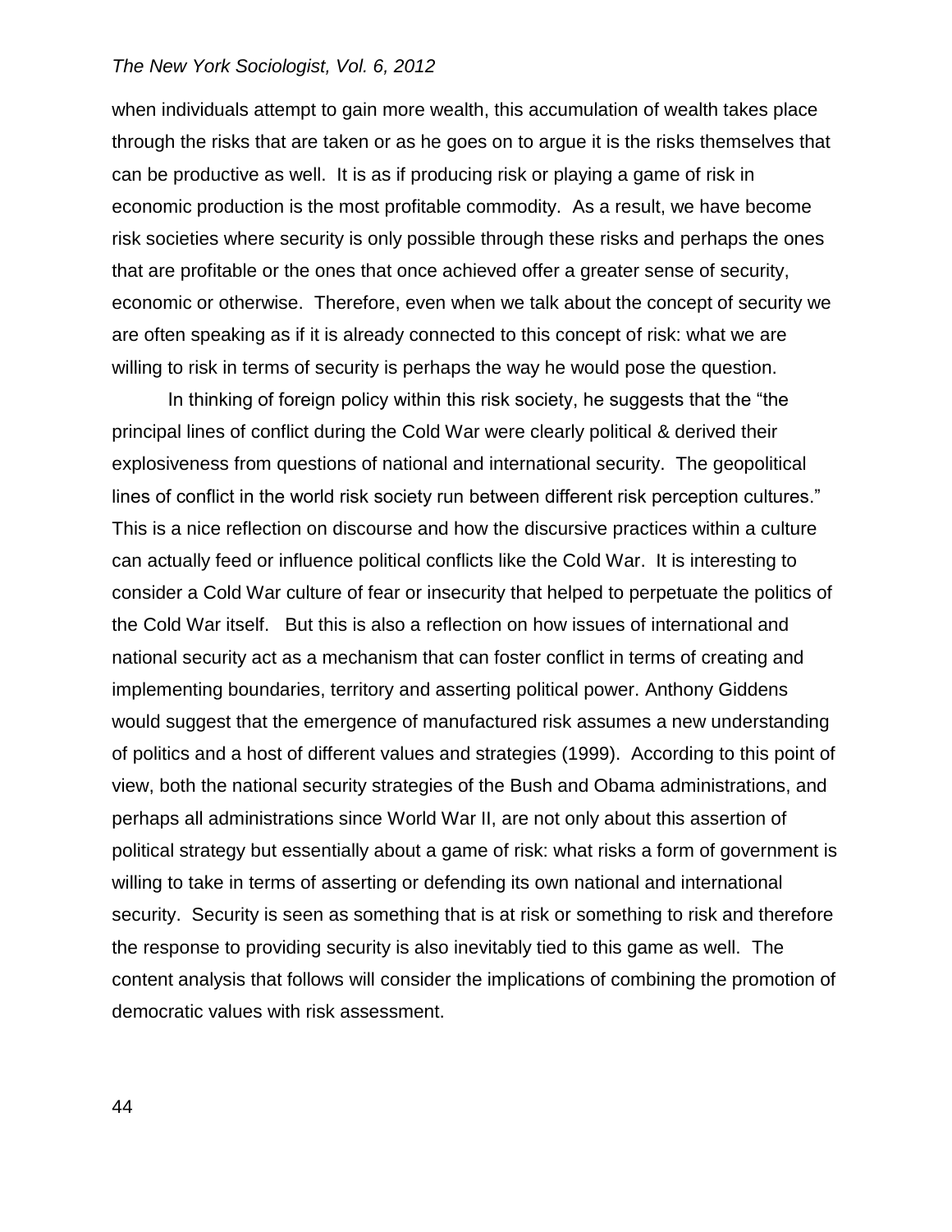when individuals attempt to gain more wealth, this accumulation of wealth takes place through the risks that are taken or as he goes on to argue it is the risks themselves that can be productive as well. It is as if producing risk or playing a game of risk in economic production is the most profitable commodity. As a result, we have become risk societies where security is only possible through these risks and perhaps the ones that are profitable or the ones that once achieved offer a greater sense of security, economic or otherwise. Therefore, even when we talk about the concept of security we are often speaking as if it is already connected to this concept of risk: what we are willing to risk in terms of security is perhaps the way he would pose the question.

In thinking of foreign policy within this risk society, he suggests that the "the principal lines of conflict during the Cold War were clearly political & derived their explosiveness from questions of national and international security. The geopolitical lines of conflict in the world risk society run between different risk perception cultures." This is a nice reflection on discourse and how the discursive practices within a culture can actually feed or influence political conflicts like the Cold War. It is interesting to consider a Cold War culture of fear or insecurity that helped to perpetuate the politics of the Cold War itself. But this is also a reflection on how issues of international and national security act as a mechanism that can foster conflict in terms of creating and implementing boundaries, territory and asserting political power. Anthony Giddens would suggest that the emergence of manufactured risk assumes a new understanding of politics and a host of different values and strategies (1999). According to this point of view, both the national security strategies of the Bush and Obama administrations, and perhaps all administrations since World War II, are not only about this assertion of political strategy but essentially about a game of risk: what risks a form of government is willing to take in terms of asserting or defending its own national and international security. Security is seen as something that is at risk or something to risk and therefore the response to providing security is also inevitably tied to this game as well. The content analysis that follows will consider the implications of combining the promotion of democratic values with risk assessment.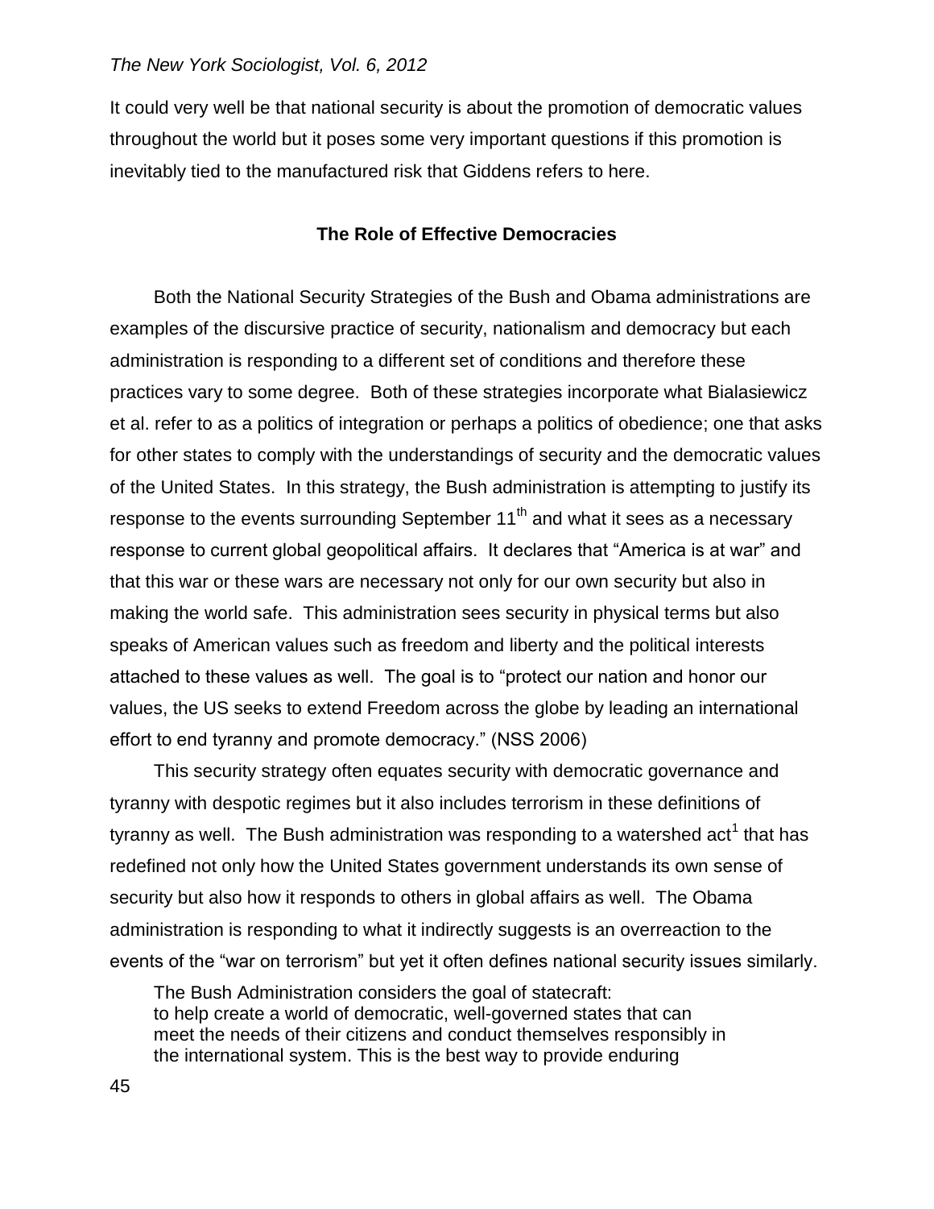It could very well be that national security is about the promotion of democratic values throughout the world but it poses some very important questions if this promotion is inevitably tied to the manufactured risk that Giddens refers to here.

## The Role of Effective Democracies

Both the National Security Strategies of the Bush and Obama administrations are examples of the discursive practice of security, nationalism and democracy but each administration is responding to a different set of conditions and therefore these practices vary to some degree. Both of these strategies incorporate what Bialasiewicz et al. refer to as a politics of integration or perhaps a politics of obedience; one that asks for other states to comply with the understandings of security and the democratic values of the United States. In this strategy, the Bush administration is attempting to justify its response to the events surrounding September 11th and what it sees as a necessary response to current global geopolitical affairs. It declares that "America is at war" and that this war or these wars are necessary not only for our own security but also in making the world safe. This administration sees security in physical terms but also speaks of American values such as freedom and liberty and the political interests attached to these values as well. The goal is to "protect our nation and honor our values, the US seeks to extend Freedom across the globe by leading an international effort to end tyranny and promote democracy." (NSS 2006)

This security strategy often equates security with democratic governance and tyranny with despotic regimes but it also includes terrorism in these definitions of tyranny as well. The Bush administration was responding to a watershed act[1] that has redefined not only how the United States government understands its own sense of security but also how it responds to others in global affairs as well. The Obama administration is responding to what it indirectly suggests is an overreaction to the events of the "war on terrorism" but yet it often defines national security issues similarly.

> The Bush Administration considers the goal of statecraft:
> to help create a world of democratic, well-governed states that can meet the needs of their citizens and conduct themselves responsibly in the international system. This is the best way to provide enduring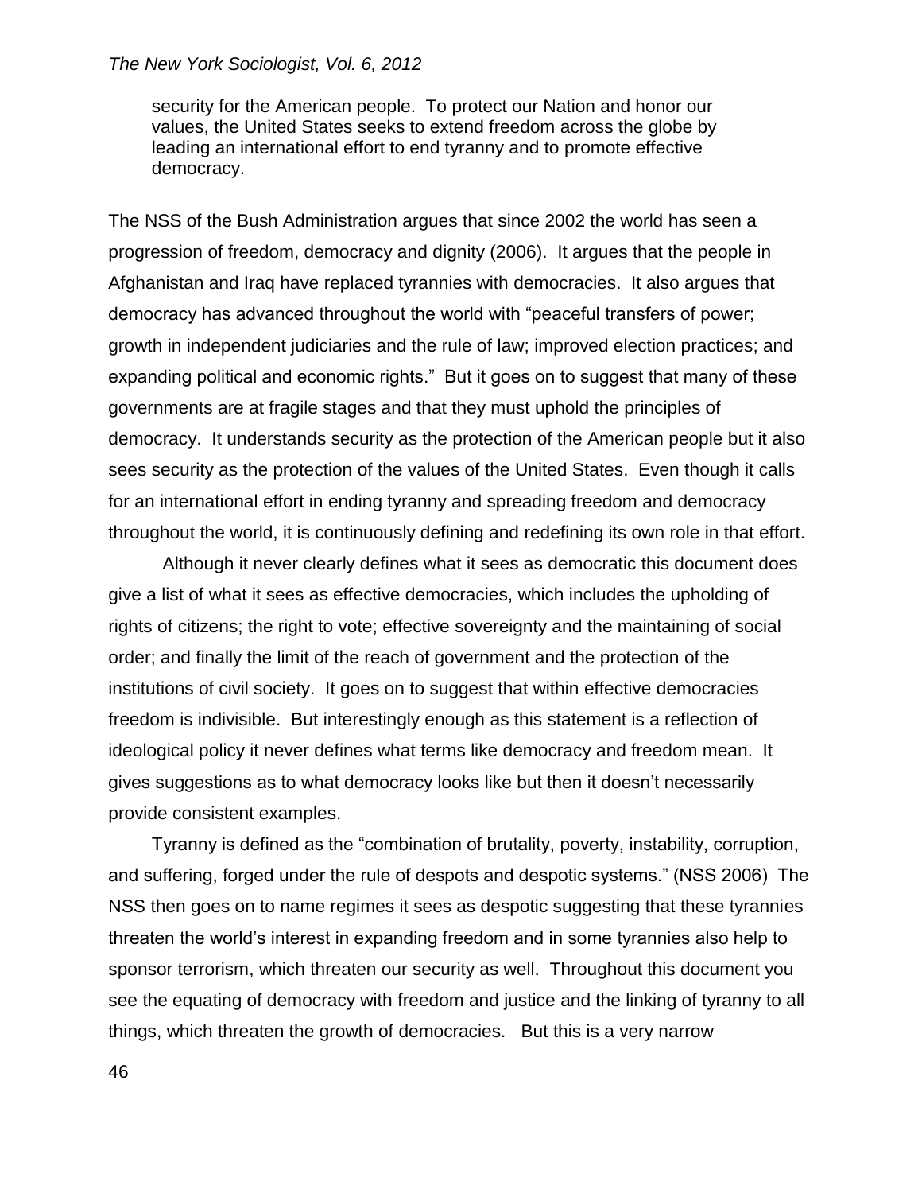> security for the American people. To protect our Nation and honor our values, the United States seeks to extend freedom across the globe by leading an international effort to end tyranny and to promote effective democracy.

The NSS of the Bush Administration argues that since 2002 the world has seen a progression of freedom, democracy and dignity (2006). It argues that the people in Afghanistan and Iraq have replaced tyrannies with democracies. It also argues that democracy has advanced throughout the world with "peaceful transfers of power; growth in independent judiciaries and the rule of law; improved election practices; and expanding political and economic rights." But it goes on to suggest that many of these governments are at fragile stages and that they must uphold the principles of democracy. It understands security as the protection of the American people but it also sees security as the protection of the values of the United States. Even though it calls for an international effort in ending tyranny and spreading freedom and democracy throughout the world, it is continuously defining and redefining its own role in that effort.

Although it never clearly defines what it sees as democratic this document does give a list of what it sees as effective democracies, which includes the upholding of rights of citizens; the right to vote; effective sovereignty and the maintaining of social order; and finally the limit of the reach of government and the protection of the institutions of civil society. It goes on to suggest that within effective democracies freedom is indivisible. But interestingly enough as this statement is a reflection of ideological policy it never defines what terms like democracy and freedom mean. It gives suggestions as to what democracy looks like but then it doesn't necessarily provide consistent examples.

Tyranny is defined as the "combination of brutality, poverty, instability, corruption, and suffering, forged under the rule of despots and despotic systems." (NSS 2006) The NSS then goes on to name regimes it sees as despotic suggesting that these tyrannies threaten the world's interest in expanding freedom and in some tyrannies also help to sponsor terrorism, which threaten our security as well. Throughout this document you see the equating of democracy with freedom and justice and the linking of tyranny to all things, which threaten the growth of democracies. But this is a very narrow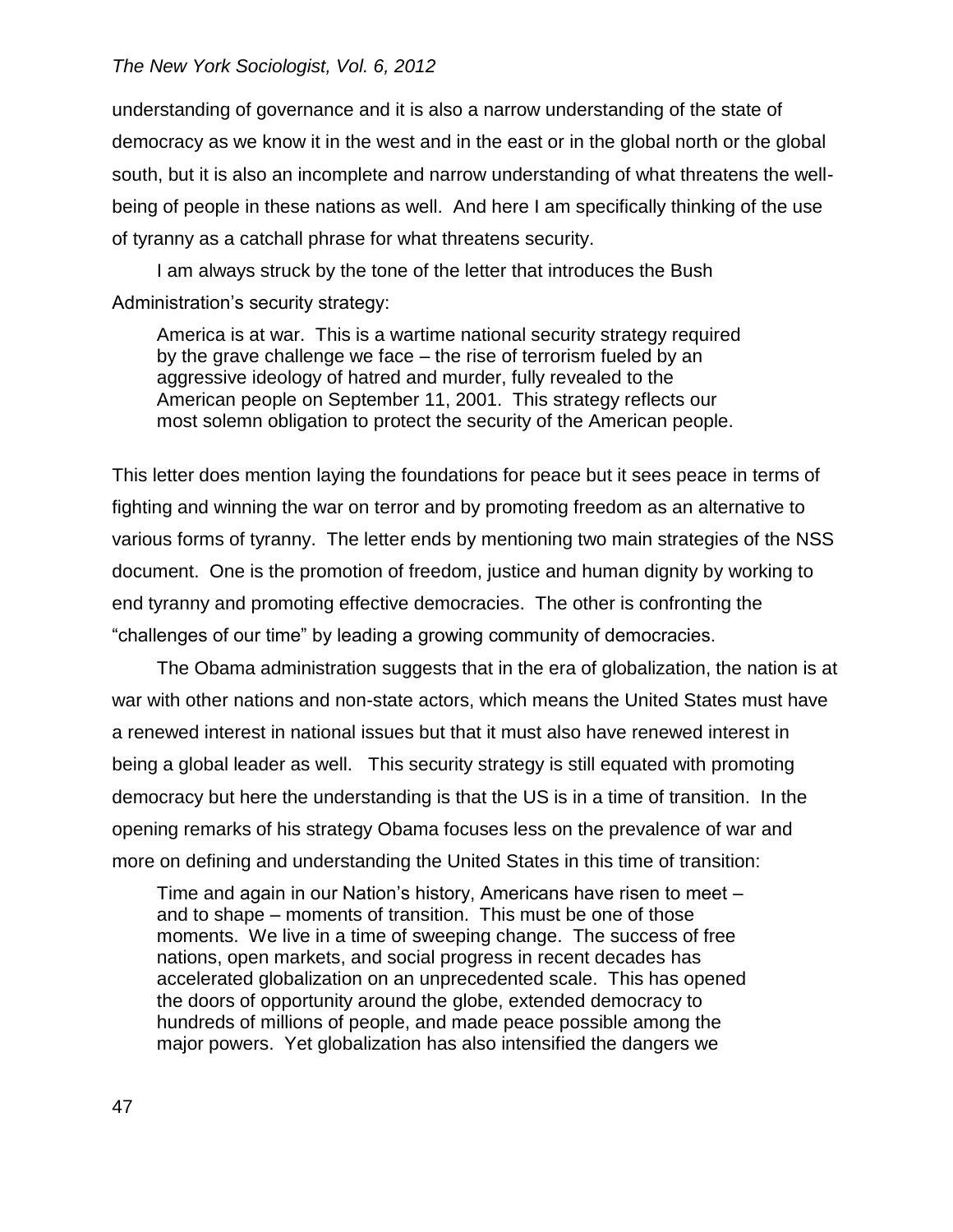understanding of governance and it is also a narrow understanding of the state of democracy as we know it in the west and in the east or in the global north or the global south, but it is also an incomplete and narrow understanding of what threatens the well-being of people in these nations as well. And here I am specifically thinking of the use of tyranny as a catchall phrase for what threatens security.

I am always struck by the tone of the letter that introduces the Bush Administration's security strategy:

> America is at war. This is a wartime national security strategy required by the grave challenge we face – the rise of terrorism fueled by an aggressive ideology of hatred and murder, fully revealed to the American people on September 11, 2001. This strategy reflects our most solemn obligation to protect the security of the American people.

This letter does mention laying the foundations for peace but it sees peace in terms of fighting and winning the war on terror and by promoting freedom as an alternative to various forms of tyranny. The letter ends by mentioning two main strategies of the NSS document. One is the promotion of freedom, justice and human dignity by working to end tyranny and promoting effective democracies. The other is confronting the "challenges of our time" by leading a growing community of democracies.

The Obama administration suggests that in the era of globalization, the nation is at war with other nations and non-state actors, which means the United States must have a renewed interest in national issues but that it must also have renewed interest in being a global leader as well. This security strategy is still equated with promoting democracy but here the understanding is that the US is in a time of transition. In the opening remarks of his strategy Obama focuses less on the prevalence of war and more on defining and understanding the United States in this time of transition:

> Time and again in our Nation's history, Americans have risen to meet – and to shape – moments of transition. This must be one of those moments. We live in a time of sweeping change. The success of free nations, open markets, and social progress in recent decades has accelerated globalization on an unprecedented scale. This has opened the doors of opportunity around the globe, extended democracy to hundreds of millions of people, and made peace possible among the major powers. Yet globalization has also intensified the dangers we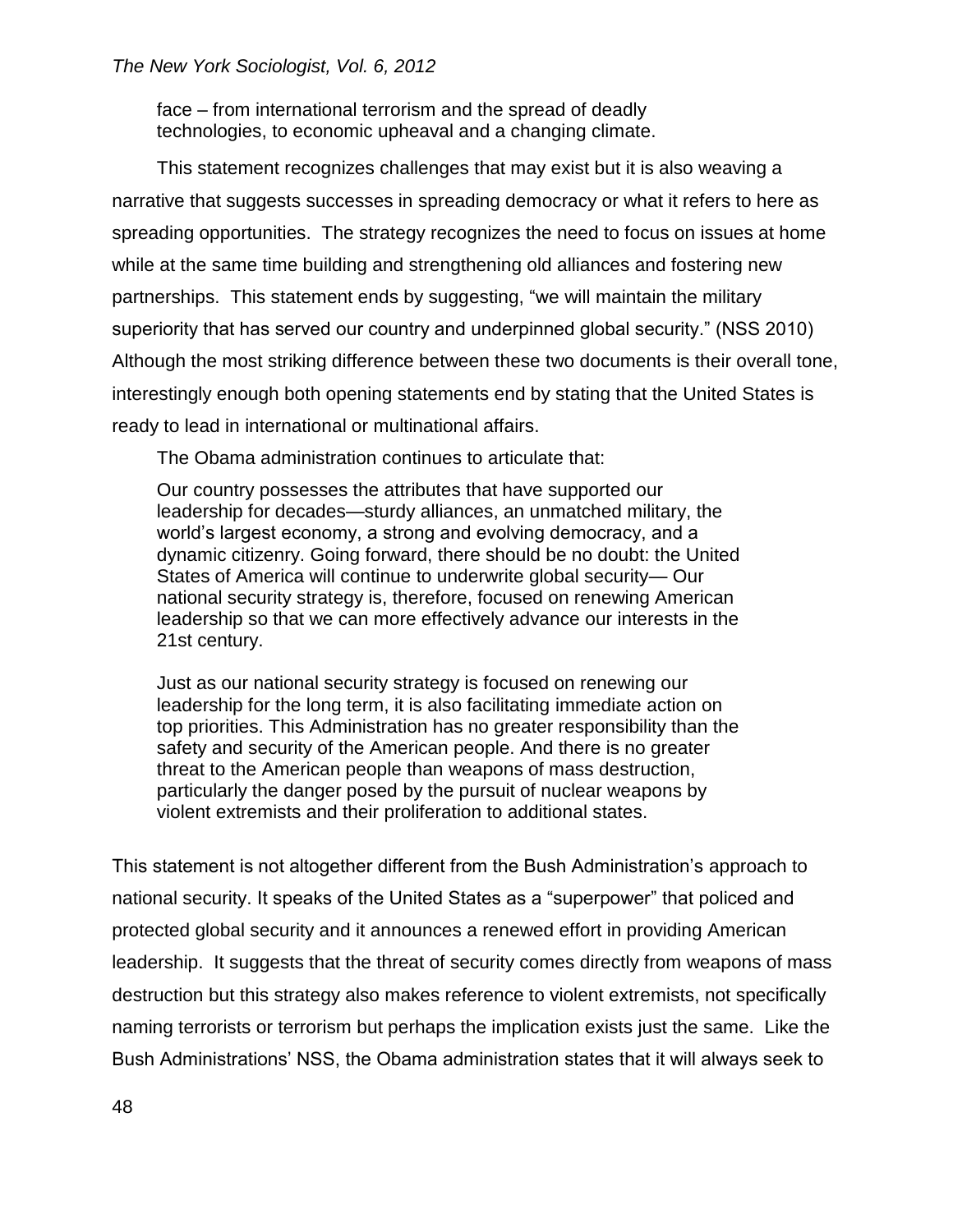face – from international terrorism and the spread of deadly technologies, to economic upheaval and a changing climate.

This statement recognizes challenges that may exist but it is also weaving a narrative that suggests successes in spreading democracy or what it refers to here as spreading opportunities. The strategy recognizes the need to focus on issues at home while at the same time building and strengthening old alliances and fostering new partnerships. This statement ends by suggesting, "we will maintain the military superiority that has served our country and underpinned global security." (NSS 2010) Although the most striking difference between these two documents is their overall tone, interestingly enough both opening statements end by stating that the United States is ready to lead in international or multinational affairs.

The Obama administration continues to articulate that:

> Our country possesses the attributes that have supported our leadership for decades—sturdy alliances, an unmatched military, the world's largest economy, a strong and evolving democracy, and a dynamic citizenry. Going forward, there should be no doubt: the United States of America will continue to underwrite global security— Our national security strategy is, therefore, focused on renewing American leadership so that we can more effectively advance our interests in the 21st century.
>
> Just as our national security strategy is focused on renewing our leadership for the long term, it is also facilitating immediate action on top priorities. This Administration has no greater responsibility than the safety and security of the American people. And there is no greater threat to the American people than weapons of mass destruction, particularly the danger posed by the pursuit of nuclear weapons by violent extremists and their proliferation to additional states.

This statement is not altogether different from the Bush Administration's approach to national security. It speaks of the United States as a "superpower" that policed and protected global security and it announces a renewed effort in providing American leadership. It suggests that the threat of security comes directly from weapons of mass destruction but this strategy also makes reference to violent extremists, not specifically naming terrorists or terrorism but perhaps the implication exists just the same. Like the Bush Administrations' NSS, the Obama administration states that it will always seek to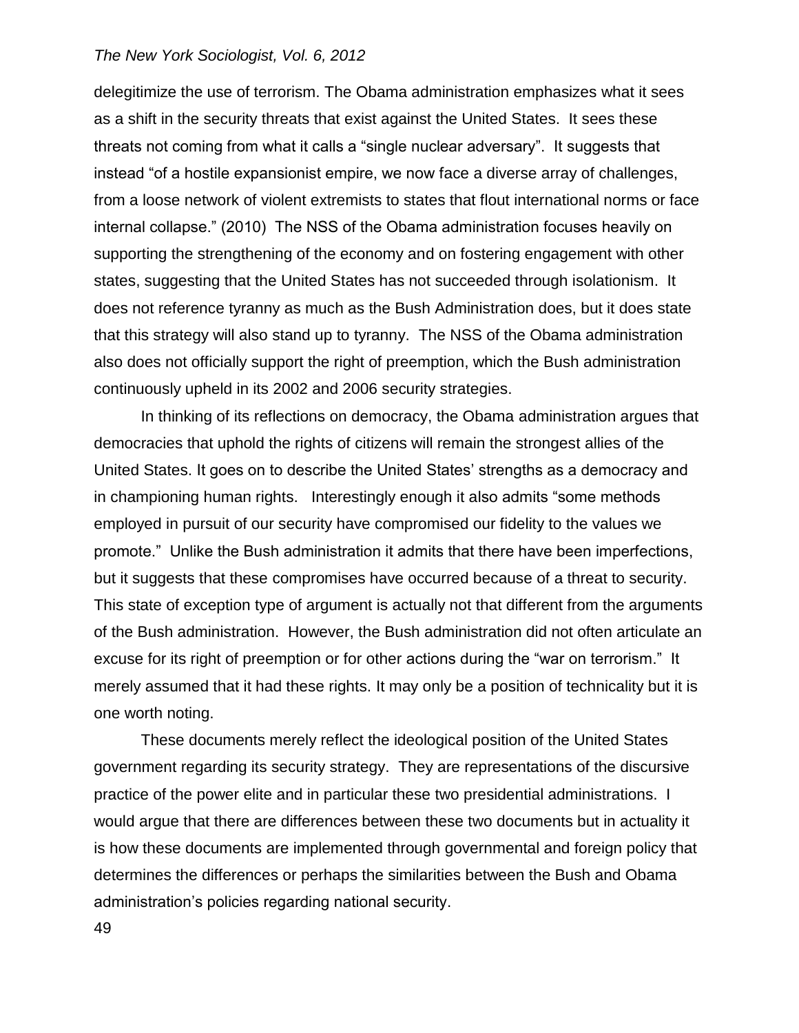delegitimize the use of terrorism. The Obama administration emphasizes what it sees as a shift in the security threats that exist against the United States. It sees these threats not coming from what it calls a "single nuclear adversary". It suggests that instead "of a hostile expansionist empire, we now face a diverse array of challenges, from a loose network of violent extremists to states that flout international norms or face internal collapse." (2010) The NSS of the Obama administration focuses heavily on supporting the strengthening of the economy and on fostering engagement with other states, suggesting that the United States has not succeeded through isolationism. It does not reference tyranny as much as the Bush Administration does, but it does state that this strategy will also stand up to tyranny. The NSS of the Obama administration also does not officially support the right of preemption, which the Bush administration continuously upheld in its 2002 and 2006 security strategies.

In thinking of its reflections on democracy, the Obama administration argues that democracies that uphold the rights of citizens will remain the strongest allies of the United States. It goes on to describe the United States' strengths as a democracy and in championing human rights. Interestingly enough it also admits "some methods employed in pursuit of our security have compromised our fidelity to the values we promote." Unlike the Bush administration it admits that there have been imperfections, but it suggests that these compromises have occurred because of a threat to security. This state of exception type of argument is actually not that different from the arguments of the Bush administration. However, the Bush administration did not often articulate an excuse for its right of preemption or for other actions during the "war on terrorism." It merely assumed that it had these rights. It may only be a position of technicality but it is one worth noting.

These documents merely reflect the ideological position of the United States government regarding its security strategy. They are representations of the discursive practice of the power elite and in particular these two presidential administrations. I would argue that there are differences between these two documents but in actuality it is how these documents are implemented through governmental and foreign policy that determines the differences or perhaps the similarities between the Bush and Obama administration's policies regarding national security.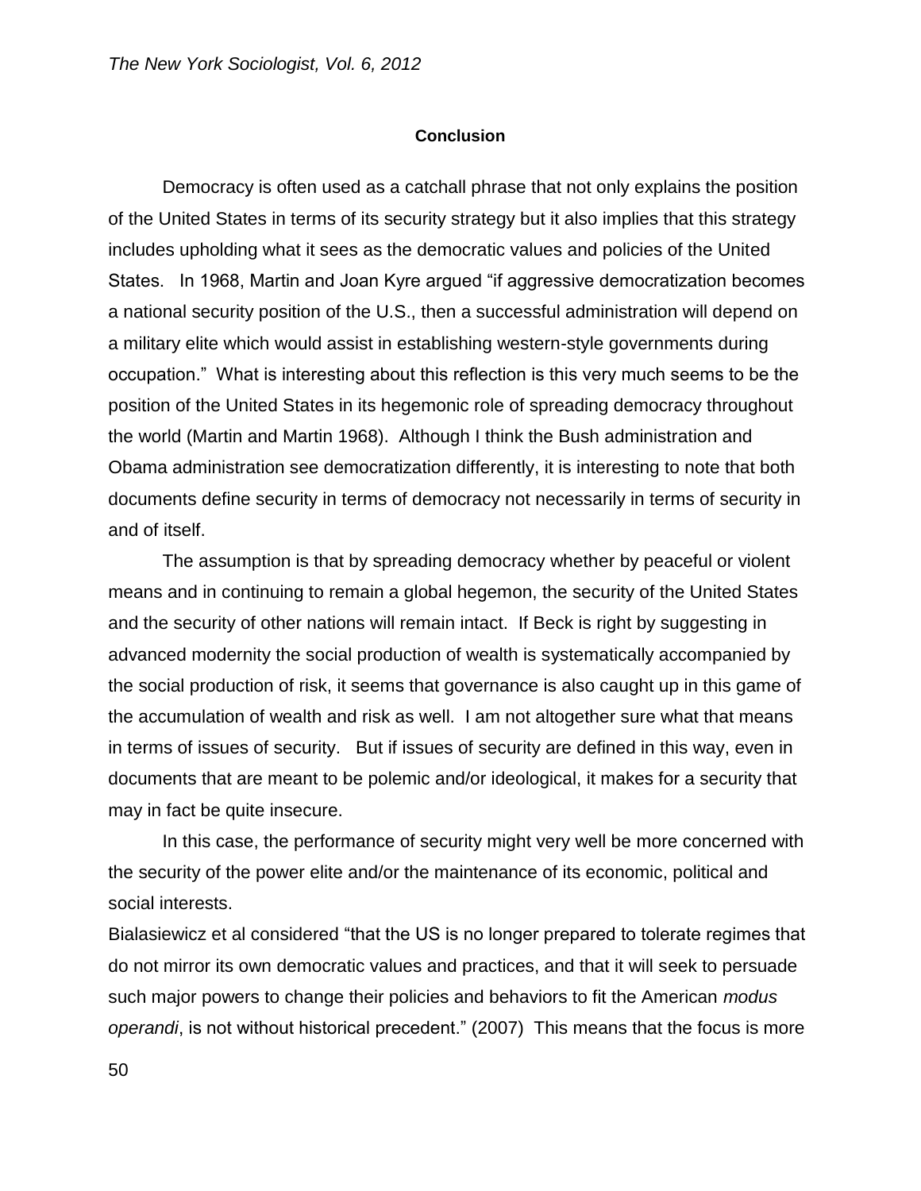## Conclusion

Democracy is often used as a catchall phrase that not only explains the position of the United States in terms of its security strategy but it also implies that this strategy includes upholding what it sees as the democratic values and policies of the United States. In 1968, Martin and Joan Kyre argued "if aggressive democratization becomes a national security position of the U.S., then a successful administration will depend on a military elite which would assist in establishing western-style governments during occupation." What is interesting about this reflection is this very much seems to be the position of the United States in its hegemonic role of spreading democracy throughout the world (Martin and Martin 1968). Although I think the Bush administration and Obama administration see democratization differently, it is interesting to note that both documents define security in terms of democracy not necessarily in terms of security in and of itself.

The assumption is that by spreading democracy whether by peaceful or violent means and in continuing to remain a global hegemon, the security of the United States and the security of other nations will remain intact. If Beck is right by suggesting in advanced modernity the social production of wealth is systematically accompanied by the social production of risk, it seems that governance is also caught up in this game of the accumulation of wealth and risk as well. I am not altogether sure what that means in terms of issues of security. But if issues of security are defined in this way, even in documents that are meant to be polemic and/or ideological, it makes for a security that may in fact be quite insecure.

In this case, the performance of security might very well be more concerned with the security of the power elite and/or the maintenance of its economic, political and social interests.

Bialasiewicz et al considered "that the US is no longer prepared to tolerate regimes that do not mirror its own democratic values and practices, and that it will seek to persuade such major powers to change their policies and behaviors to fit the American *modus operandi*, is not without historical precedent." (2007) This means that the focus is more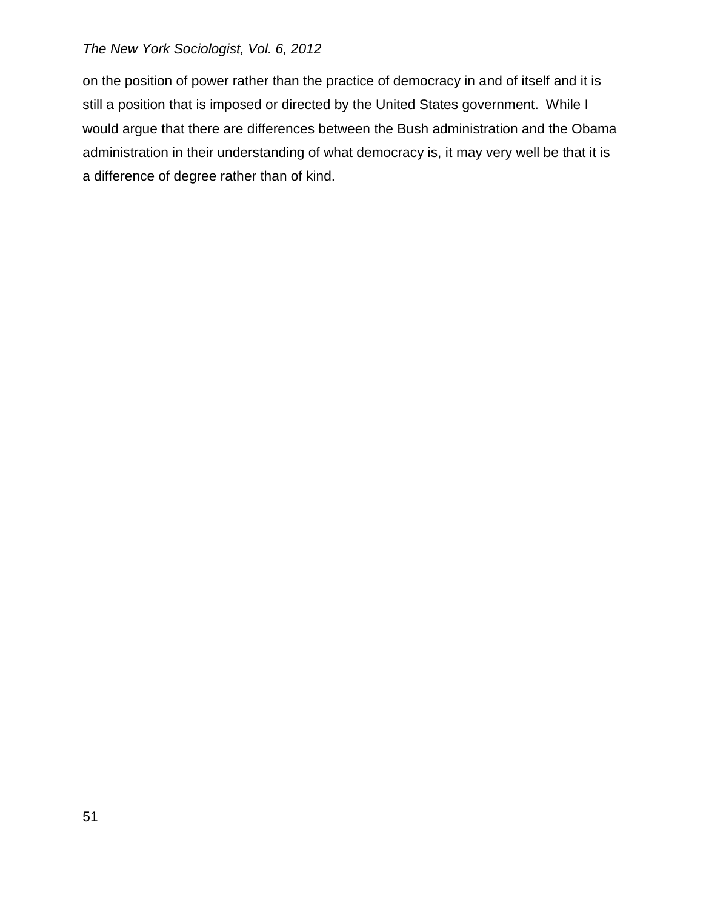on the position of power rather than the practice of democracy in and of itself and it is still a position that is imposed or directed by the United States government. While I would argue that there are differences between the Bush administration and the Obama administration in their understanding of what democracy is, it may very well be that it is a difference of degree rather than of kind.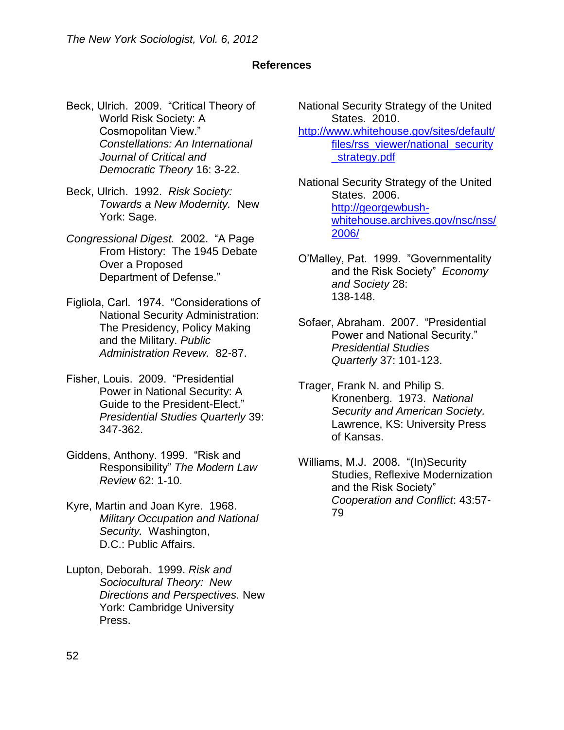## References

Beck, Ulrich. 2009. "Critical Theory of World Risk Society: A Cosmopolitan View." *Constellations: An International Journal of Critical and Democratic Theory* 16: 3-22.

Beck, Ulrich. 1992. *Risk Society: Towards a New Modernity.* New York: Sage.

*Congressional Digest.* 2002. "A Page From History: The 1945 Debate Over a Proposed Department of Defense."

Figliola, Carl. 1974. "Considerations of National Security Administration: The Presidency, Policy Making and the Military. *Public Administration Revew.* 82-87.

Fisher, Louis. 2009. "Presidential Power in National Security: A Guide to the President-Elect." *Presidential Studies Quarterly* 39: 347-362.

Giddens, Anthony. 1999. "Risk and Responsibility" *The Modern Law Review* 62: 1-10.

Kyre, Martin and Joan Kyre. 1968. *Military Occupation and National Security.* Washington, D.C.: Public Affairs.

Lupton, Deborah. 1999. *Risk and Sociocultural Theory: New Directions and Perspectives.* New York: Cambridge University Press.

National Security Strategy of the United States. 2010. http://www.whitehouse.gov/sites/default/files/rss_viewer/national_security_strategy.pdf

National Security Strategy of the United States. 2006. http://georgewbush-whitehouse.archives.gov/nsc/nss/2006/

O'Malley, Pat. 1999. "Governmentality and the Risk Society" *Economy and Society* 28: 138-148.

Sofaer, Abraham. 2007. "Presidential Power and National Security." *Presidential Studies Quarterly* 37: 101-123.

Trager, Frank N. and Philip S. Kronenberg. 1973. *National Security and American Society.* Lawrence, KS: University Press of Kansas.

Williams, M.J. 2008. "(In)Security Studies, Reflexive Modernization and the Risk Society" *Cooperation and Conflict*: 43:57-79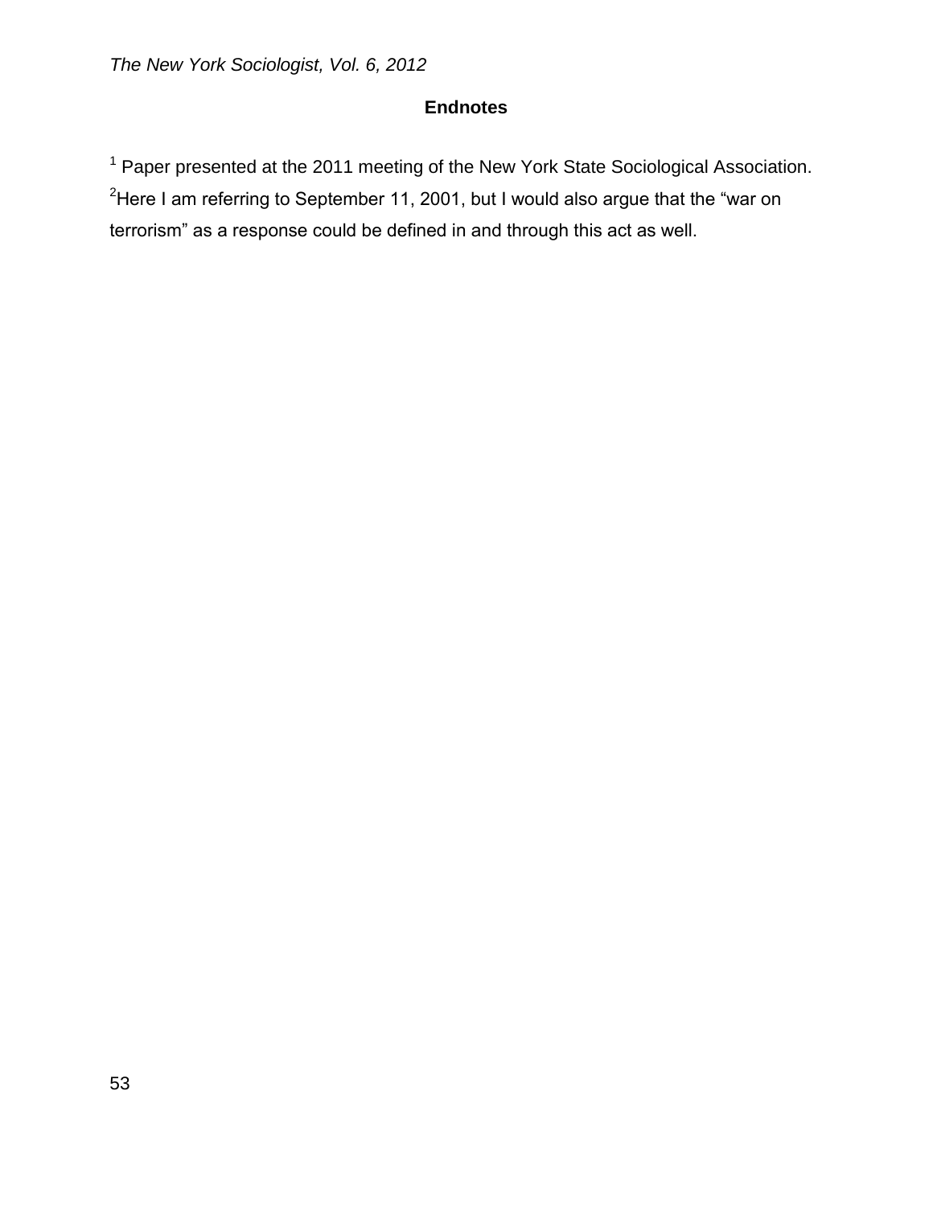## Endnotes

[1] Paper presented at the 2011 meeting of the New York State Sociological Association.

[2] Here I am referring to September 11, 2001, but I would also argue that the "war on terrorism" as a response could be defined in and through this act as well.